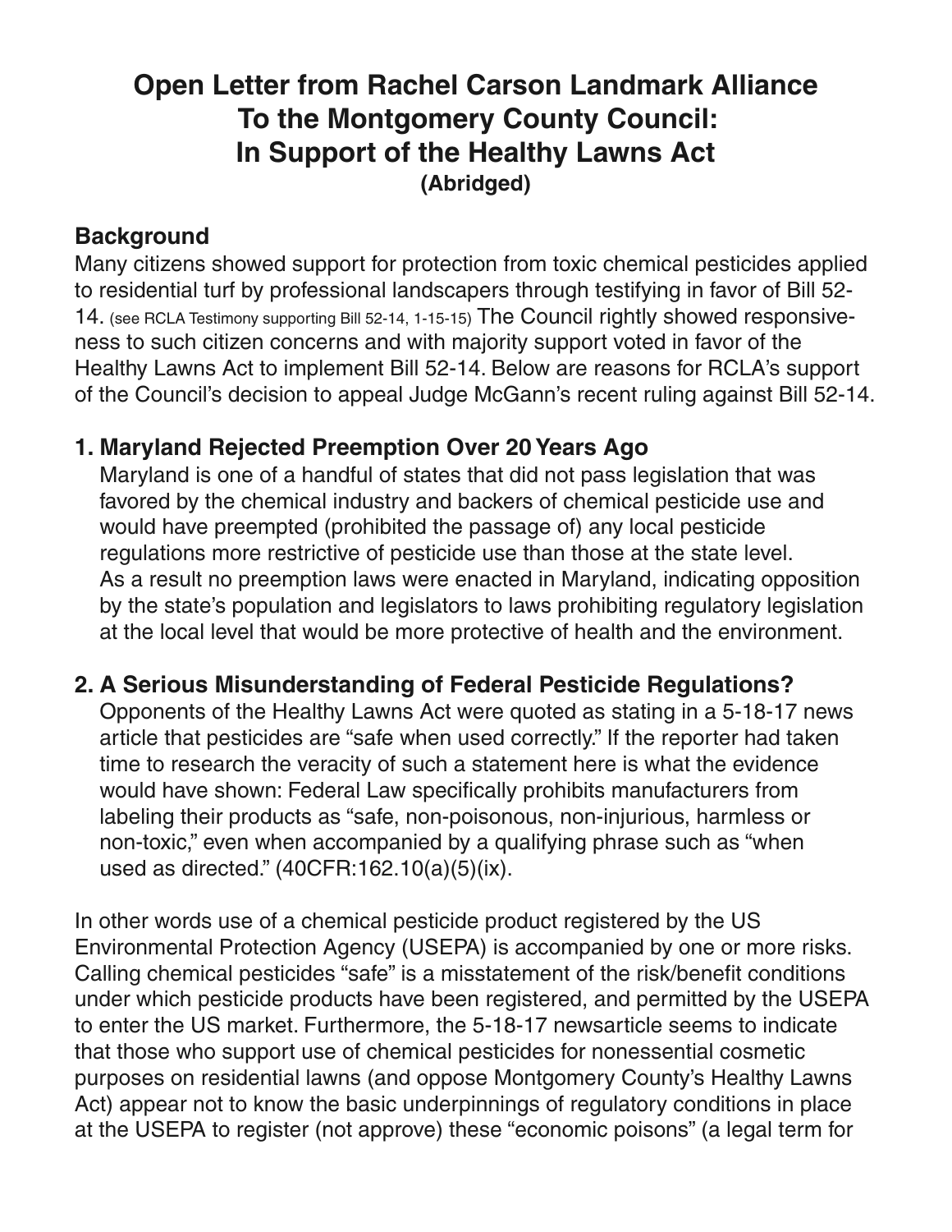# Open Letter from Rachel Carson Landmark Alliance To the Montgomery County Council: In Support of the Healthy Lawns Act

**(Abridged)**

## Background

Many citizens showed support for protection from toxic chemical pesticides applied to residential turf by professional landscapers through testifying in favor of Bill 52-14. (see RCLA Testimony supporting Bill 52-14, 1-15-15) The Council rightly showed responsiveness to such citizen concerns and with majority support voted in favor of the Healthy Lawns Act to implement Bill 52-14. Below are reasons for RCLA's support of the Council's decision to appeal Judge McGann's recent ruling against Bill 52-14.

## 1. Maryland Rejected Preemption Over 20 Years Ago

Maryland is one of a handful of states that did not pass legislation that was favored by the chemical industry and backers of chemical pesticide use and would have preempted (prohibited the passage of) any local pesticide regulations more restrictive of pesticide use than those at the state level. As a result no preemption laws were enacted in Maryland, indicating opposition by the state's population and legislators to laws prohibiting regulatory legislation at the local level that would be more protective of health and the environment.

## 2. A Serious Misunderstanding of Federal Pesticide Regulations?

Opponents of the Healthy Lawns Act were quoted as stating in a 5-18-17 news article that pesticides are "safe when used correctly." If the reporter had taken time to research the veracity of such a statement here is what the evidence would have shown: Federal Law specifically prohibits manufacturers from labeling their products as "safe, non-poisonous, non-injurious, harmless or non-toxic," even when accompanied by a qualifying phrase such as "when used as directed." (40CFR:162.10(a)(5)(ix).

In other words use of a chemical pesticide product registered by the US Environmental Protection Agency (USEPA) is accompanied by one or more risks. Calling chemical pesticides "safe" is a misstatement of the risk/benefit conditions under which pesticide products have been registered, and permitted by the USEPA to enter the US market. Furthermore, the 5-18-17 newsarticle seems to indicate that those who support use of chemical pesticides for nonessential cosmetic purposes on residential lawns (and oppose Montgomery County's Healthy Lawns Act) appear not to know the basic underpinnings of regulatory conditions in place at the USEPA to register (not approve) these "economic poisons" (a legal term for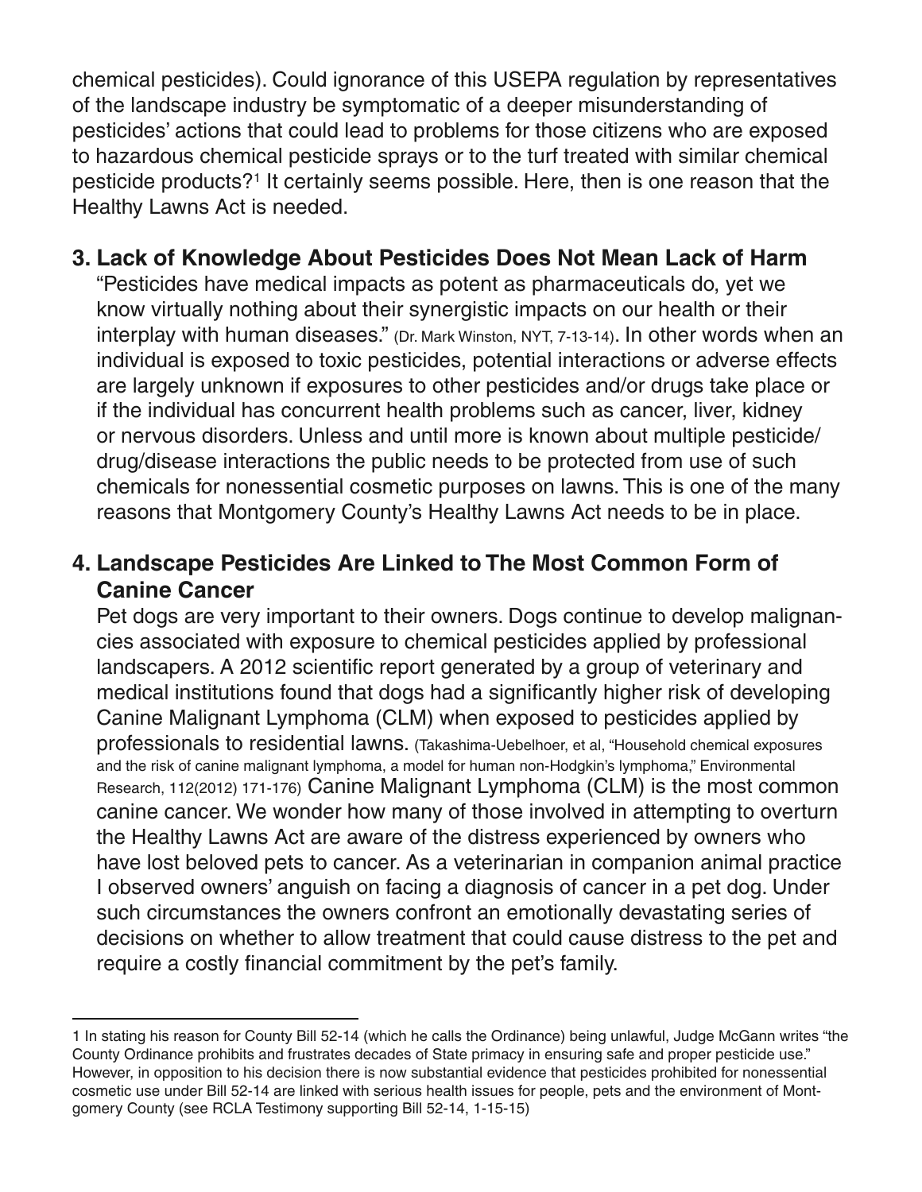chemical pesticides). Could ignorance of this USEPA regulation by representatives of the landscape industry be symptomatic of a deeper misunderstanding of pesticides' actions that could lead to problems for those citizens who are exposed to hazardous chemical pesticide sprays or to the turf treated with similar chemical pesticide products?[1] It certainly seems possible. Here, then is one reason that the Healthy Lawns Act is needed.

## 3. Lack of Knowledge About Pesticides Does Not Mean Lack of Harm

"Pesticides have medical impacts as potent as pharmaceuticals do, yet we know virtually nothing about their synergistic impacts on our health or their interplay with human diseases." (Dr. Mark Winston, NYT, 7-13-14). In other words when an individual is exposed to toxic pesticides, potential interactions or adverse effects are largely unknown if exposures to other pesticides and/or drugs take place or if the individual has concurrent health problems such as cancer, liver, kidney or nervous disorders. Unless and until more is known about multiple pesticide/drug/disease interactions the public needs to be protected from use of such chemicals for nonessential cosmetic purposes on lawns. This is one of the many reasons that Montgomery County's Healthy Lawns Act needs to be in place.

## 4. Landscape Pesticides Are Linked to The Most Common Form of Canine Cancer

Pet dogs are very important to their owners. Dogs continue to develop malignancies associated with exposure to chemical pesticides applied by professional landscapers. A 2012 scientific report generated by a group of veterinary and medical institutions found that dogs had a significantly higher risk of developing Canine Malignant Lymphoma (CLM) when exposed to pesticides applied by professionals to residential lawns. (Takashima-Uebelhoer, et al, "Household chemical exposures and the risk of canine malignant lymphoma, a model for human non-Hodgkin's lymphoma," Environmental Research, 112(2012) 171-176) Canine Malignant Lymphoma (CLM) is the most common canine cancer. We wonder how many of those involved in attempting to overturn the Healthy Lawns Act are aware of the distress experienced by owners who have lost beloved pets to cancer. As a veterinarian in companion animal practice I observed owners' anguish on facing a diagnosis of cancer in a pet dog. Under such circumstances the owners confront an emotionally devastating series of decisions on whether to allow treatment that could cause distress to the pet and require a costly financial commitment by the pet's family.

---

1 In stating his reason for County Bill 52-14 (which he calls the Ordinance) being unlawful, Judge McGann writes "the County Ordinance prohibits and frustrates decades of State primacy in ensuring safe and proper pesticide use." However, in opposition to his decision there is now substantial evidence that pesticides prohibited for nonessential cosmetic use under Bill 52-14 are linked with serious health issues for people, pets and the environment of Montgomery County (see RCLA Testimony supporting Bill 52-14, 1-15-15)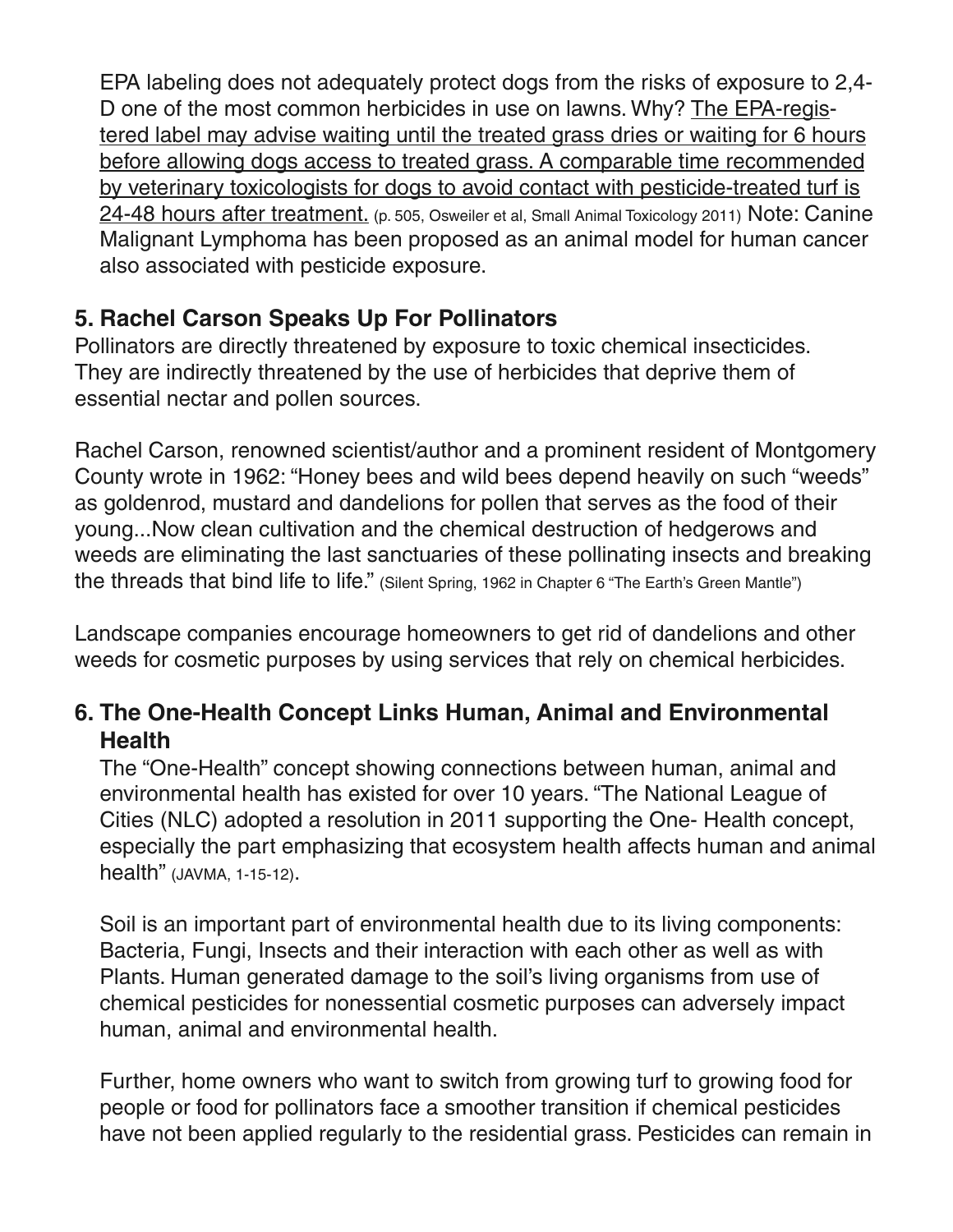EPA labeling does not adequately protect dogs from the risks of exposure to 2,4-D one of the most common herbicides in use on lawns. Why? <u>The EPA-registered label may advise waiting until the treated grass dries or waiting for 6 hours before allowing dogs access to treated grass. A comparable time recommended by veterinary toxicologists for dogs to avoid contact with pesticide-treated turf is 24-48 hours after treatment.</u> (p. 505, Osweiler et al, Small Animal Toxicology 2011) Note: Canine Malignant Lymphoma has been proposed as an animal model for human cancer also associated with pesticide exposure.

### 5. Rachel Carson Speaks Up For Pollinators

Pollinators are directly threatened by exposure to toxic chemical insecticides. They are indirectly threatened by the use of herbicides that deprive them of essential nectar and pollen sources.

Rachel Carson, renowned scientist/author and a prominent resident of Montgomery County wrote in 1962: "Honey bees and wild bees depend heavily on such "weeds" as goldenrod, mustard and dandelions for pollen that serves as the food of their young...Now clean cultivation and the chemical destruction of hedgerows and weeds are eliminating the last sanctuaries of these pollinating insects and breaking the threads that bind life to life." (Silent Spring, 1962 in Chapter 6 "The Earth's Green Mantle")

Landscape companies encourage homeowners to get rid of dandelions and other weeds for cosmetic purposes by using services that rely on chemical herbicides.

### 6. The One-Health Concept Links Human, Animal and Environmental Health

The "One-Health" concept showing connections between human, animal and environmental health has existed for over 10 years. "The National League of Cities (NLC) adopted a resolution in 2011 supporting the One- Health concept, especially the part emphasizing that ecosystem health affects human and animal health" (JAVMA, 1-15-12).

Soil is an important part of environmental health due to its living components: Bacteria, Fungi, Insects and their interaction with each other as well as with Plants. Human generated damage to the soil's living organisms from use of chemical pesticides for nonessential cosmetic purposes can adversely impact human, animal and environmental health.

Further, home owners who want to switch from growing turf to growing food for people or food for pollinators face a smoother transition if chemical pesticides have not been applied regularly to the residential grass. Pesticides can remain in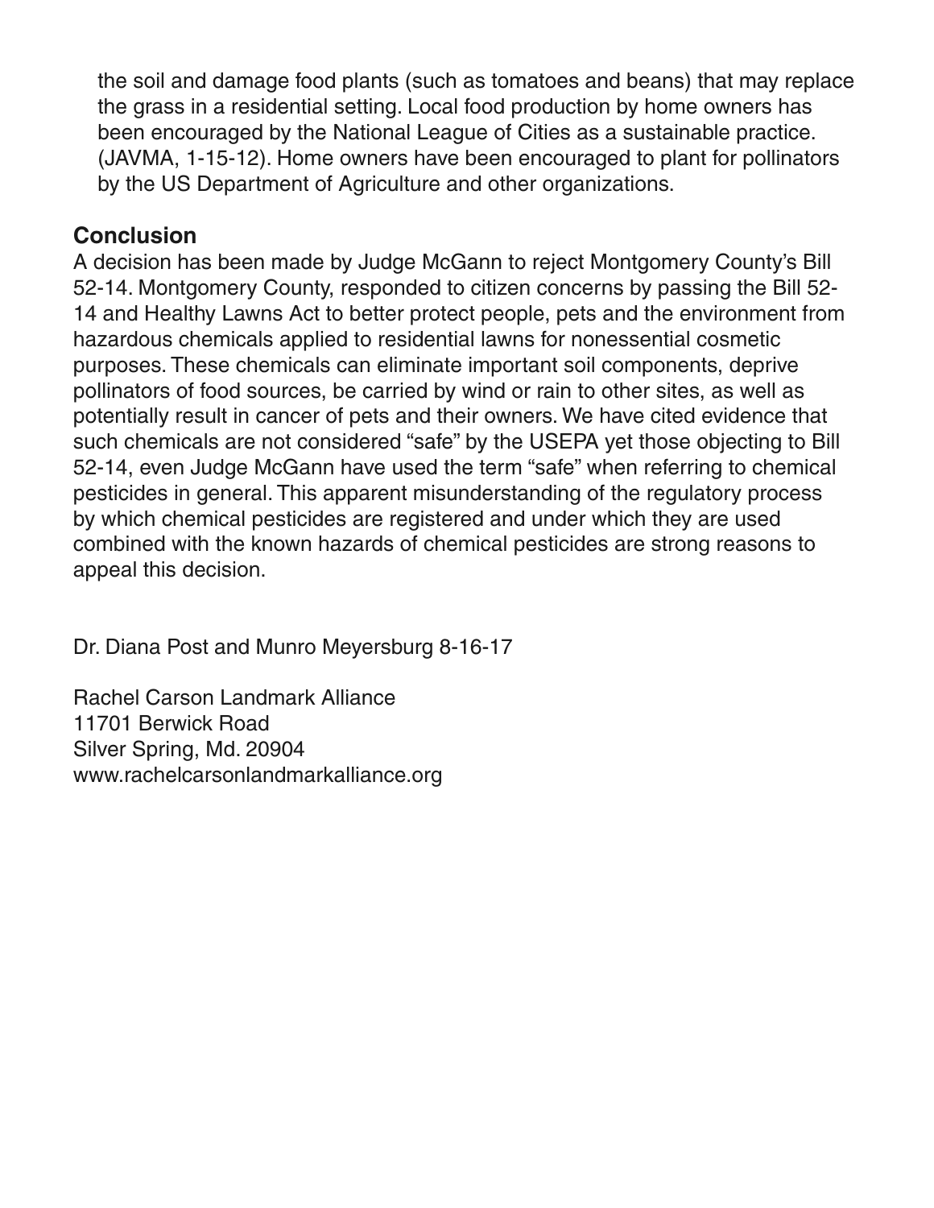the soil and damage food plants (such as tomatoes and beans) that may replace the grass in a residential setting. Local food production by home owners has been encouraged by the National League of Cities as a sustainable practice. (JAVMA, 1-15-12). Home owners have been encouraged to plant for pollinators by the US Department of Agriculture and other organizations.

## Conclusion

A decision has been made by Judge McGann to reject Montgomery County's Bill 52-14. Montgomery County, responded to citizen concerns by passing the Bill 52-14 and Healthy Lawns Act to better protect people, pets and the environment from hazardous chemicals applied to residential lawns for nonessential cosmetic purposes. These chemicals can eliminate important soil components, deprive pollinators of food sources, be carried by wind or rain to other sites, as well as potentially result in cancer of pets and their owners. We have cited evidence that such chemicals are not considered "safe" by the USEPA yet those objecting to Bill 52-14, even Judge McGann have used the term "safe" when referring to chemical pesticides in general. This apparent misunderstanding of the regulatory process by which chemical pesticides are registered and under which they are used combined with the known hazards of chemical pesticides are strong reasons to appeal this decision.

Dr. Diana Post and Munro Meyersburg 8-16-17

Rachel Carson Landmark Alliance
11701 Berwick Road
Silver Spring, Md. 20904
www.rachelcarsonlandmarkalliance.org